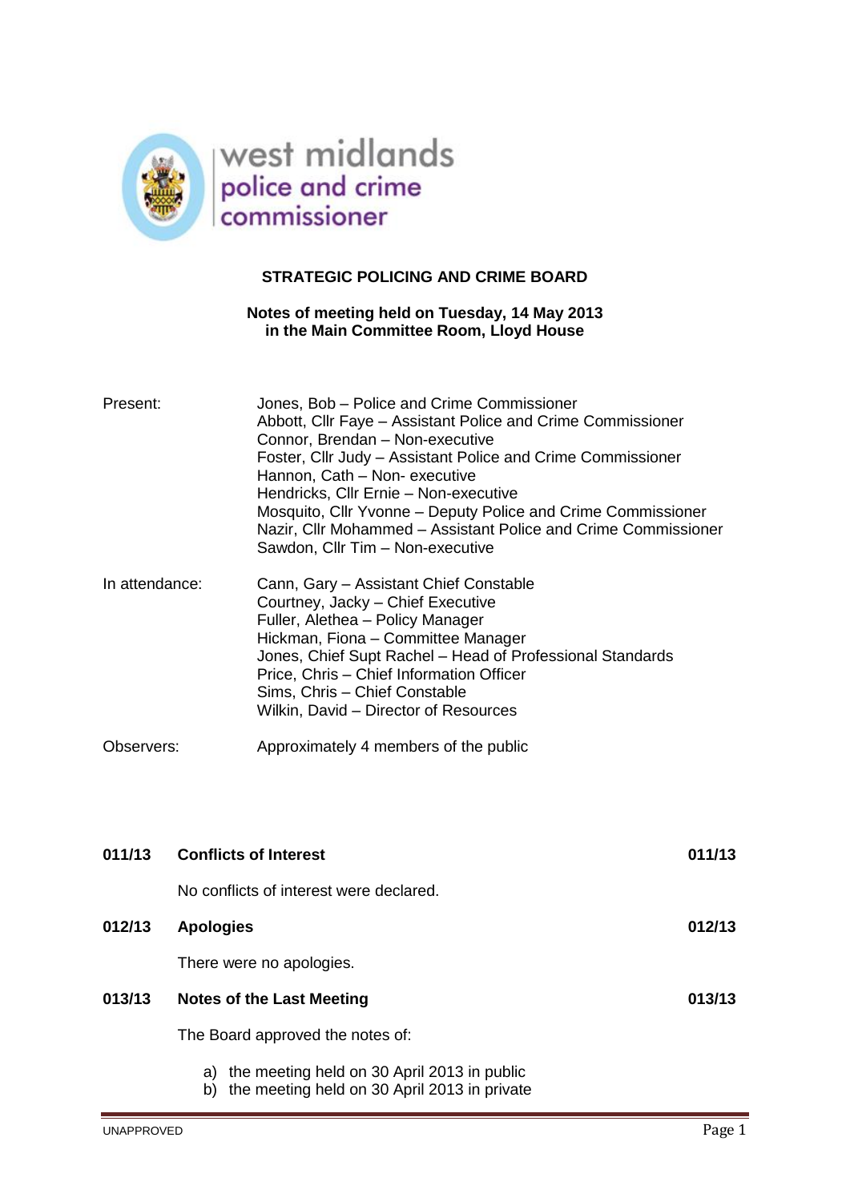west midlands
police and crime
commissioner

# STRATEGIC POLICING AND CRIME BOARD

**Notes of meeting held on Tuesday, 14 May 2013**
**in the Main Committee Room, Lloyd House**

| | |
|---|---|
| Present: | Jones, Bob – Police and Crime Commissioner<br>Abbott, Cllr Faye – Assistant Police and Crime Commissioner<br>Connor, Brendan – Non-executive<br>Foster, Cllr Judy – Assistant Police and Crime Commissioner<br>Hannon, Cath – Non- executive<br>Hendricks, Cllr Ernie – Non-executive<br>Mosquito, Cllr Yvonne – Deputy Police and Crime Commissioner<br>Nazir, Cllr Mohammed – Assistant Police and Crime Commissioner<br>Sawdon, Cllr Tim – Non-executive |
| In attendance: | Cann, Gary – Assistant Chief Constable<br>Courtney, Jacky – Chief Executive<br>Fuller, Alethea – Policy Manager<br>Hickman, Fiona – Committee Manager<br>Jones, Chief Supt Rachel – Head of Professional Standards<br>Price, Chris – Chief Information Officer<br>Sims, Chris – Chief Constable<br>Wilkin, David – Director of Resources |
| Observers: | Approximately 4 members of the public |

**011/13 Conflicts of Interest 011/13**

No conflicts of interest were declared.

**012/13 Apologies 012/13**

There were no apologies.

**013/13 Notes of the Last Meeting 013/13**

The Board approved the notes of:

a) the meeting held on 30 April 2013 in public
b) the meeting held on 30 April 2013 in private

UNAPPROVED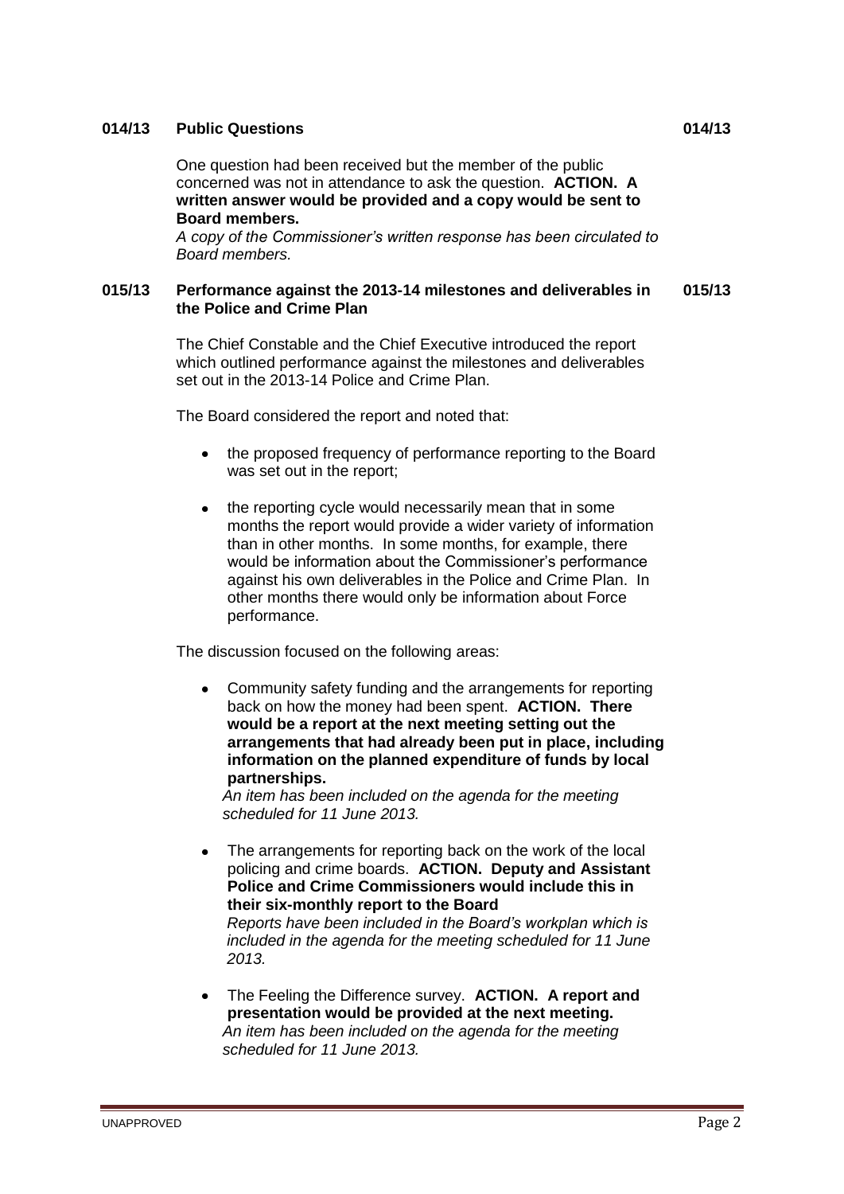## 014/13 Public Questions

One question had been received but the member of the public concerned was not in attendance to ask the question. **ACTION. A written answer would be provided and a copy would be sent to Board members.**

*A copy of the Commissioner's written response has been circulated to Board members.*

## 015/13 Performance against the 2013-14 milestones and deliverables in the Police and Crime Plan

The Chief Constable and the Chief Executive introduced the report which outlined performance against the milestones and deliverables set out in the 2013-14 Police and Crime Plan.

The Board considered the report and noted that:

- the proposed frequency of performance reporting to the Board was set out in the report;
- the reporting cycle would necessarily mean that in some months the report would provide a wider variety of information than in other months. In some months, for example, there would be information about the Commissioner's performance against his own deliverables in the Police and Crime Plan. In other months there would only be information about Force performance.

The discussion focused on the following areas:

- Community safety funding and the arrangements for reporting back on how the money had been spent. **ACTION. There would be a report at the next meeting setting out the arrangements that had already been put in place, including information on the planned expenditure of funds by local partnerships.**
  *An item has been included on the agenda for the meeting scheduled for 11 June 2013.*
- The arrangements for reporting back on the work of the local policing and crime boards. **ACTION. Deputy and Assistant Police and Crime Commissioners would include this in their six-monthly report to the Board**
  *Reports have been included in the Board's workplan which is included in the agenda for the meeting scheduled for 11 June 2013.*
- The Feeling the Difference survey. **ACTION. A report and presentation would be provided at the next meeting.**
  *An item has been included on the agenda for the meeting scheduled for 11 June 2013.*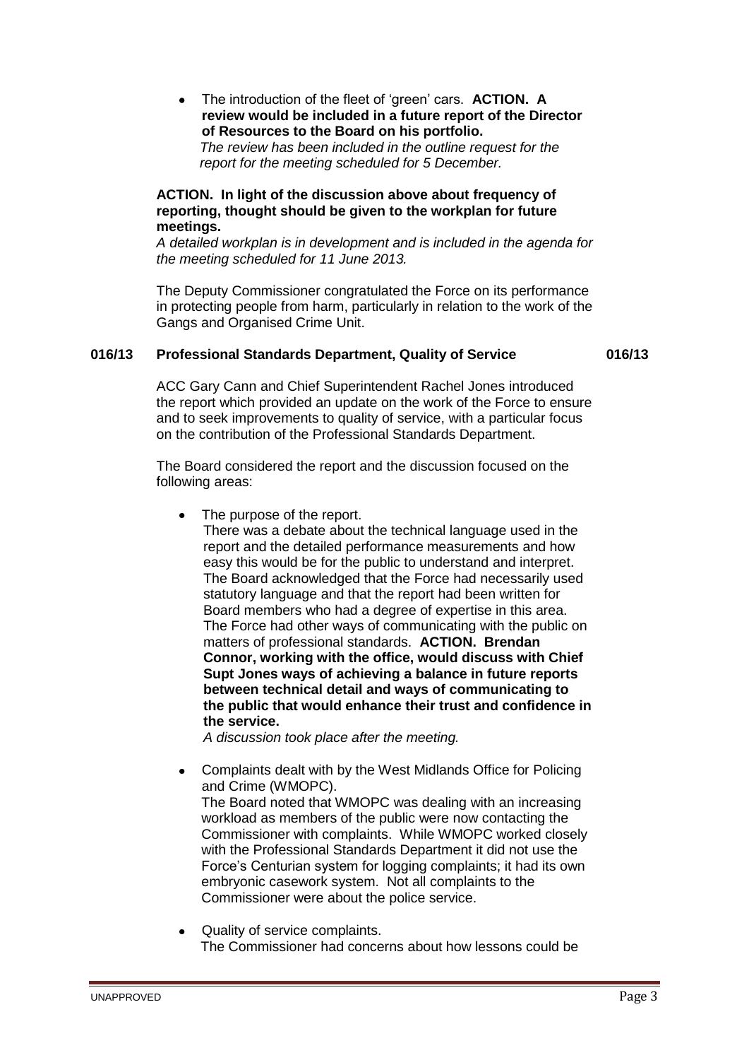- The introduction of the fleet of 'green' cars. **ACTION. A review would be included in a future report of the Director of Resources to the Board on his portfolio.**
  *The review has been included in the outline request for the report for the meeting scheduled for 5 December.*

**ACTION. In light of the discussion above about frequency of reporting, thought should be given to the workplan for future meetings.**

*A detailed workplan is in development and is included in the agenda for the meeting scheduled for 11 June 2013.*

The Deputy Commissioner congratulated the Force on its performance in protecting people from harm, particularly in relation to the work of the Gangs and Organised Crime Unit.

## 016/13 Professional Standards Department, Quality of Service 016/13

ACC Gary Cann and Chief Superintendent Rachel Jones introduced the report which provided an update on the work of the Force to ensure and to seek improvements to quality of service, with a particular focus on the contribution of the Professional Standards Department.

The Board considered the report and the discussion focused on the following areas:

- The purpose of the report.
  There was a debate about the technical language used in the report and the detailed performance measurements and how easy this would be for the public to understand and interpret. The Board acknowledged that the Force had necessarily used statutory language and that the report had been written for Board members who had a degree of expertise in this area. The Force had other ways of communicating with the public on matters of professional standards. **ACTION. Brendan Connor, working with the office, would discuss with Chief Supt Jones ways of achieving a balance in future reports between technical detail and ways of communicating to the public that would enhance their trust and confidence in the service.**
  *A discussion took place after the meeting.*

- Complaints dealt with by the West Midlands Office for Policing and Crime (WMOPC).
  The Board noted that WMOPC was dealing with an increasing workload as members of the public were now contacting the Commissioner with complaints. While WMOPC worked closely with the Professional Standards Department it did not use the Force's Centurian system for logging complaints; it had its own embryonic casework system. Not all complaints to the Commissioner were about the police service.

- Quality of service complaints.
  The Commissioner had concerns about how lessons could be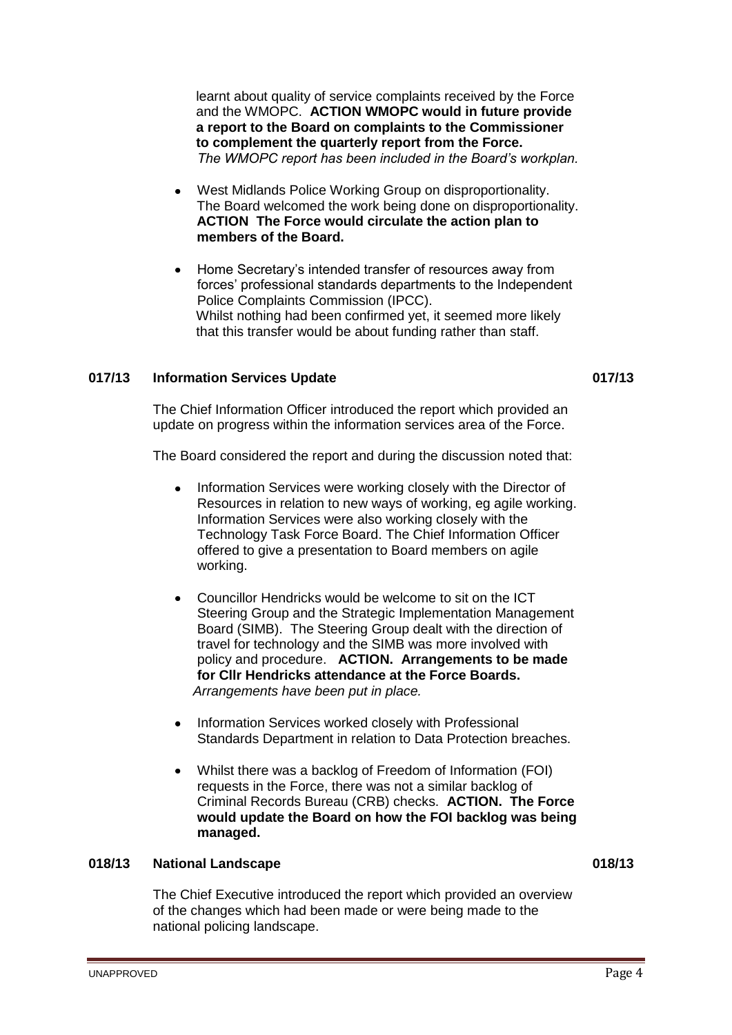learnt about quality of service complaints received by the Force and the WMOPC. **ACTION WMOPC would in future provide a report to the Board on complaints to the Commissioner to complement the quarterly report from the Force.**
*The WMOPC report has been included in the Board's workplan.*

- West Midlands Police Working Group on disproportionality. The Board welcomed the work being done on disproportionality. **ACTION The Force would circulate the action plan to members of the Board.**

- Home Secretary's intended transfer of resources away from forces' professional standards departments to the Independent Police Complaints Commission (IPCC).
Whilst nothing had been confirmed yet, it seemed more likely that this transfer would be about funding rather than staff.

## 017/13 Information Services Update

The Chief Information Officer introduced the report which provided an update on progress within the information services area of the Force.

The Board considered the report and during the discussion noted that:

- Information Services were working closely with the Director of Resources in relation to new ways of working, eg agile working. Information Services were also working closely with the Technology Task Force Board. The Chief Information Officer offered to give a presentation to Board members on agile working.

- Councillor Hendricks would be welcome to sit on the ICT Steering Group and the Strategic Implementation Management Board (SIMB). The Steering Group dealt with the direction of travel for technology and the SIMB was more involved with policy and procedure. **ACTION. Arrangements to be made for Cllr Hendricks attendance at the Force Boards.**
*Arrangements have been put in place.*

- Information Services worked closely with Professional Standards Department in relation to Data Protection breaches.

- Whilst there was a backlog of Freedom of Information (FOI) requests in the Force, there was not a similar backlog of Criminal Records Bureau (CRB) checks. **ACTION. The Force would update the Board on how the FOI backlog was being managed.**

## 018/13 National Landscape

The Chief Executive introduced the report which provided an overview of the changes which had been made or were being made to the national policing landscape.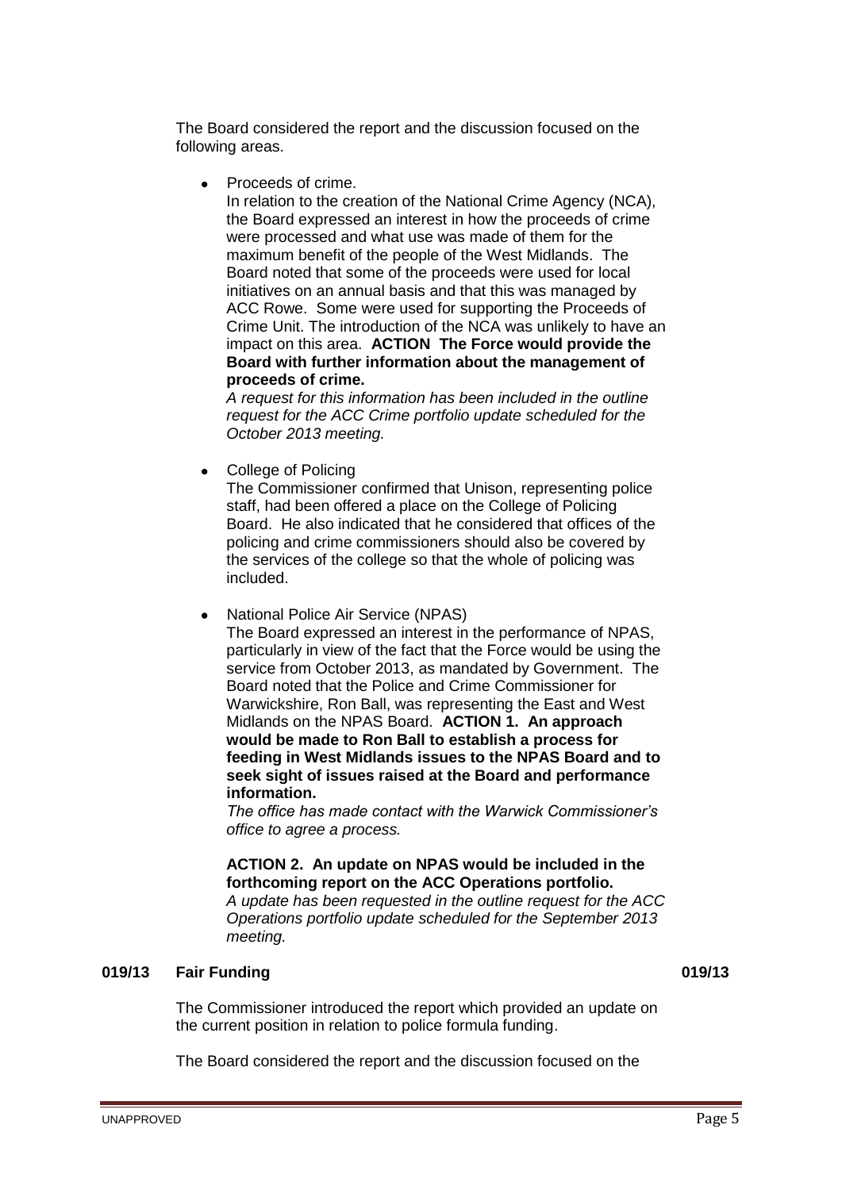The Board considered the report and the discussion focused on the following areas.

- Proceeds of crime.
  In relation to the creation of the National Crime Agency (NCA), the Board expressed an interest in how the proceeds of crime were processed and what use was made of them for the maximum benefit of the people of the West Midlands. The Board noted that some of the proceeds were used for local initiatives on an annual basis and that this was managed by ACC Rowe. Some were used for supporting the Proceeds of Crime Unit. The introduction of the NCA was unlikely to have an impact on this area. **ACTION The Force would provide the Board with further information about the management of proceeds of crime.**
  *A request for this information has been included in the outline request for the ACC Crime portfolio update scheduled for the October 2013 meeting.*

- College of Policing
  The Commissioner confirmed that Unison, representing police staff, had been offered a place on the College of Policing Board. He also indicated that he considered that offices of the policing and crime commissioners should also be covered by the services of the college so that the whole of policing was included.

- National Police Air Service (NPAS)
  The Board expressed an interest in the performance of NPAS, particularly in view of the fact that the Force would be using the service from October 2013, as mandated by Government. The Board noted that the Police and Crime Commissioner for Warwickshire, Ron Ball, was representing the East and West Midlands on the NPAS Board. **ACTION 1. An approach would be made to Ron Ball to establish a process for feeding in West Midlands issues to the NPAS Board and to seek sight of issues raised at the Board and performance information.**
  *The office has made contact with the Warwick Commissioner's office to agree a process.*

  **ACTION 2. An update on NPAS would be included in the forthcoming report on the ACC Operations portfolio.**
  *A update has been requested in the outline request for the ACC Operations portfolio update scheduled for the September 2013 meeting.*

## 019/13 Fair Funding 019/13

The Commissioner introduced the report which provided an update on the current position in relation to police formula funding.

The Board considered the report and the discussion focused on the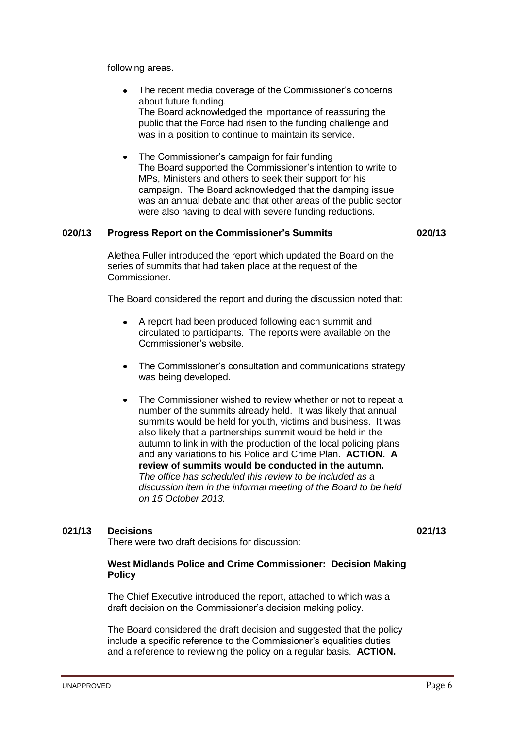following areas.

- The recent media coverage of the Commissioner's concerns about future funding.
  The Board acknowledged the importance of reassuring the public that the Force had risen to the funding challenge and was in a position to continue to maintain its service.

- The Commissioner's campaign for fair funding
  The Board supported the Commissioner's intention to write to MPs, Ministers and others to seek their support for his campaign. The Board acknowledged that the damping issue was an annual debate and that other areas of the public sector were also having to deal with severe funding reductions.

### 020/13 Progress Report on the Commissioner's Summits 020/13

Alethea Fuller introduced the report which updated the Board on the series of summits that had taken place at the request of the Commissioner.

The Board considered the report and during the discussion noted that:

- A report had been produced following each summit and circulated to participants. The reports were available on the Commissioner's website.

- The Commissioner's consultation and communications strategy was being developed.

- The Commissioner wished to review whether or not to repeat a number of the summits already held. It was likely that annual summits would be held for youth, victims and business. It was also likely that a partnerships summit would be held in the autumn to link in with the production of the local policing plans and any variations to his Police and Crime Plan. **ACTION. A review of summits would be conducted in the autumn.** *The office has scheduled this review to be included as a discussion item in the informal meeting of the Board to be held on 15 October 2013.*

### 021/13 Decisions 021/13

There were two draft decisions for discussion:

**West Midlands Police and Crime Commissioner: Decision Making Policy**

The Chief Executive introduced the report, attached to which was a draft decision on the Commissioner's decision making policy.

The Board considered the draft decision and suggested that the policy include a specific reference to the Commissioner's equalities duties and a reference to reviewing the policy on a regular basis. **ACTION.**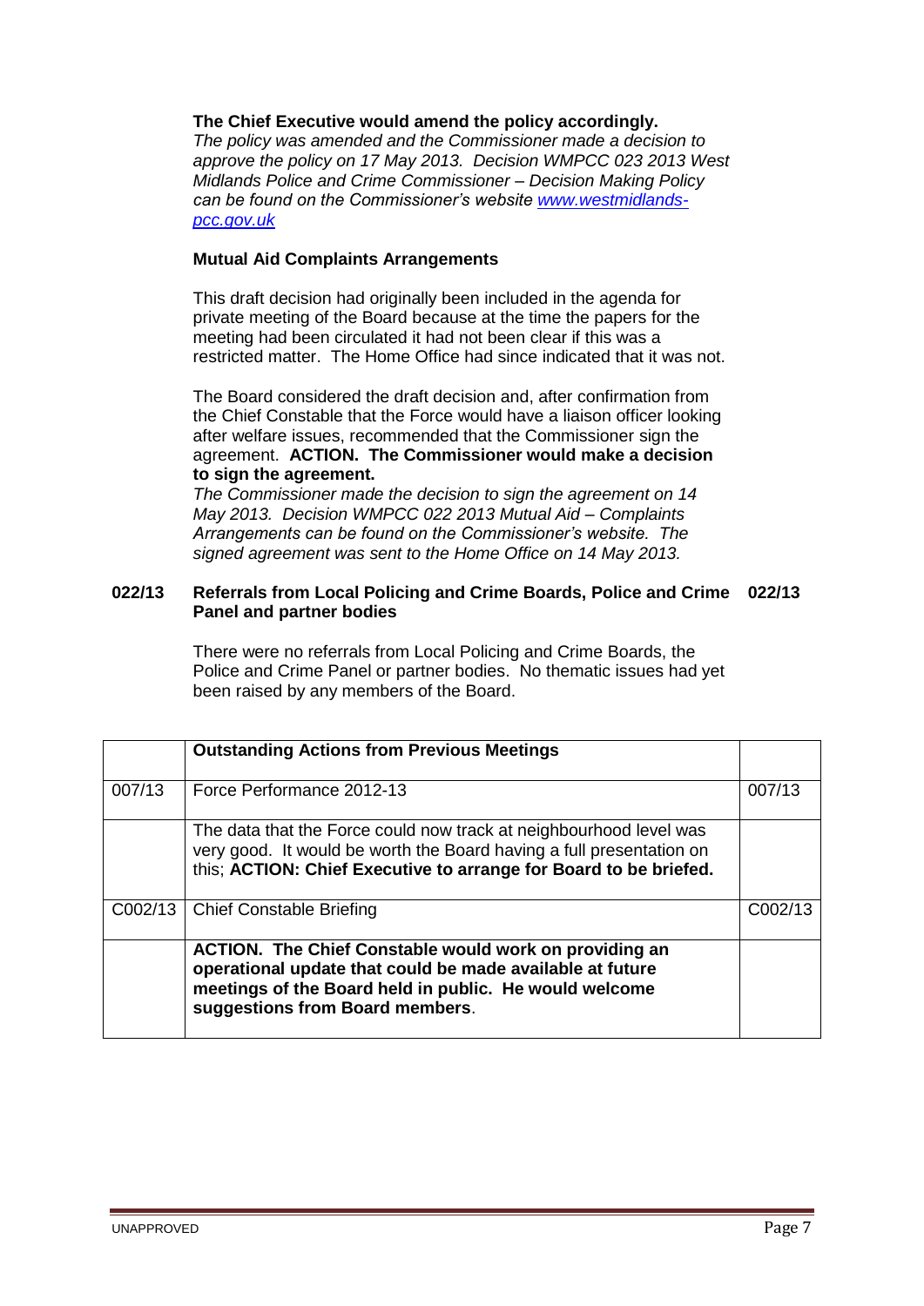**The Chief Executive would amend the policy accordingly.**
*The policy was amended and the Commissioner made a decision to approve the policy on 17 May 2013. Decision WMPCC 023 2013 West Midlands Police and Crime Commissioner – Decision Making Policy can be found on the Commissioner's website [www.westmidlands-pcc.gov.uk](www.westmidlands-pcc.gov.uk)*

**Mutual Aid Complaints Arrangements**

This draft decision had originally been included in the agenda for private meeting of the Board because at the time the papers for the meeting had been circulated it had not been clear if this was a restricted matter. The Home Office had since indicated that it was not.

The Board considered the draft decision and, after confirmation from the Chief Constable that the Force would have a liaison officer looking after welfare issues, recommended that the Commissioner sign the agreement. **ACTION. The Commissioner would make a decision to sign the agreement.**
*The Commissioner made the decision to sign the agreement on 14 May 2013. Decision WMPCC 022 2013 Mutual Aid – Complaints Arrangements can be found on the Commissioner's website. The signed agreement was sent to the Home Office on 14 May 2013.*

**022/13 Referrals from Local Policing and Crime Boards, Police and Crime Panel and partner bodies 022/13**

There were no referrals from Local Policing and Crime Boards, the Police and Crime Panel or partner bodies. No thematic issues had yet been raised by any members of the Board.

| | **Outstanding Actions from Previous Meetings** | |
|---|---|---|
| 007/13 | Force Performance 2012-13 | 007/13 |
| | The data that the Force could now track at neighbourhood level was very good. It would be worth the Board having a full presentation on this; **ACTION: Chief Executive to arrange for Board to be briefed.** | |
| C002/13 | Chief Constable Briefing | C002/13 |
| | **ACTION. The Chief Constable would work on providing an operational update that could be made available at future meetings of the Board held in public. He would welcome suggestions from Board members**. | |

UNAPPROVED